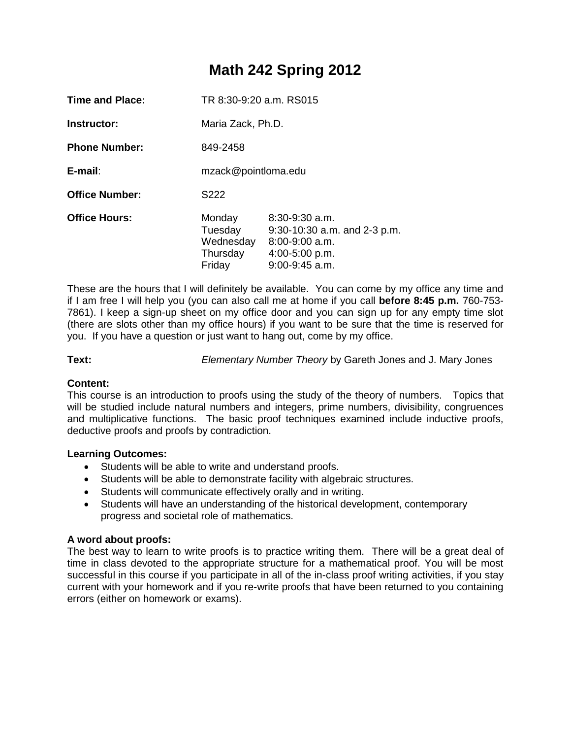# Math 242 Spring 2012

**Time and Place:** TR 8:30-9:20 a.m. RS015

**Instructor:** Maria Zack, Ph.D.

**Phone Number:** 849-2458

**E-mail**: mzack@pointloma.edu

**Office Number:** S222

**Office Hours:**

| | |
|---|---|
| Monday | 8:30-9:30 a.m. |
| Tuesday | 9:30-10:30 a.m. and 2-3 p.m. |
| Wednesday | 8:00-9:00 a.m. |
| Thursday | 4:00-5:00 p.m. |
| Friday | 9:00-9:45 a.m. |

These are the hours that I will definitely be available. You can come by my office any time and if I am free I will help you (you can also call me at home if you call **before 8:45 p.m.** 760-753-7861). I keep a sign-up sheet on my office door and you can sign up for any empty time slot (there are slots other than my office hours) if you want to be sure that the time is reserved for you. If you have a question or just want to hang out, come by my office.

**Text:** *Elementary Number Theory* by Gareth Jones and J. Mary Jones

**Content:**
This course is an introduction to proofs using the study of the theory of numbers. Topics that will be studied include natural numbers and integers, prime numbers, divisibility, congruences and multiplicative functions. The basic proof techniques examined include inductive proofs, deductive proofs and proofs by contradiction.

**Learning Outcomes:**

- Students will be able to write and understand proofs.
- Students will be able to demonstrate facility with algebraic structures.
- Students will communicate effectively orally and in writing.
- Students will have an understanding of the historical development, contemporary progress and societal role of mathematics.

**A word about proofs:**
The best way to learn to write proofs is to practice writing them. There will be a great deal of time in class devoted to the appropriate structure for a mathematical proof. You will be most successful in this course if you participate in all of the in-class proof writing activities, if you stay current with your homework and if you re-write proofs that have been returned to you containing errors (either on homework or exams).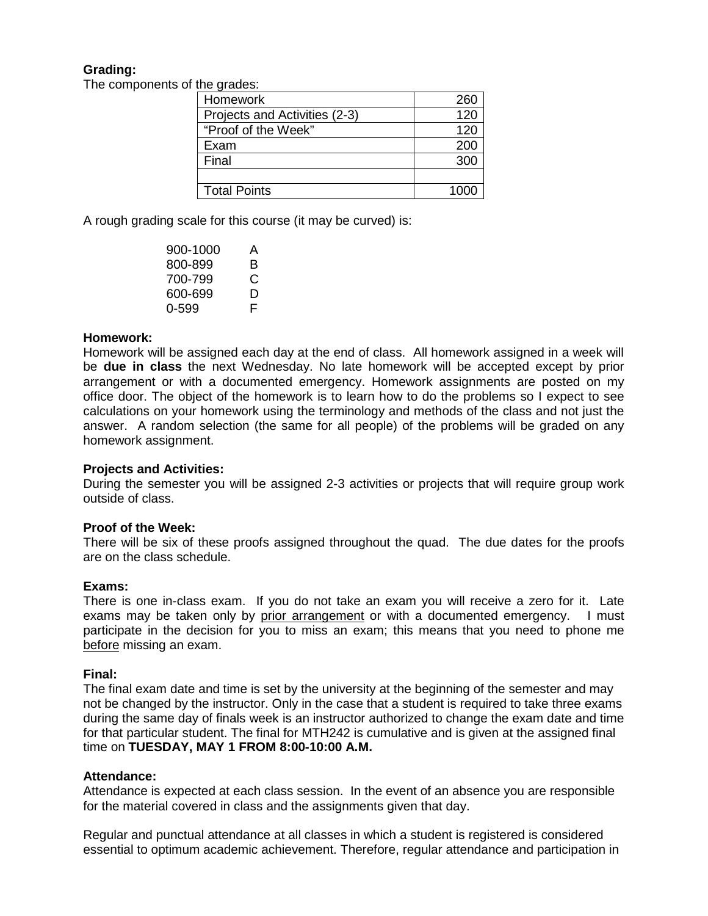**Grading:**

The components of the grades:

| Homework | 260 |
|---|---|
| Projects and Activities (2-3) | 120 |
| "Proof of the Week" | 120 |
| Exam | 200 |
| Final | 300 |
| | |
| Total Points | 1000 |

A rough grading scale for this course (it may be curved) is:

| | |
|---|---|
| 900-1000 | A |
| 800-899 | B |
| 700-799 | C |
| 600-699 | D |
| 0-599 | F |

**Homework:**

Homework will be assigned each day at the end of class. All homework assigned in a week will be **due in class** the next Wednesday. No late homework will be accepted except by prior arrangement or with a documented emergency. Homework assignments are posted on my office door. The object of the homework is to learn how to do the problems so I expect to see calculations on your homework using the terminology and methods of the class and not just the answer. A random selection (the same for all people) of the problems will be graded on any homework assignment.

**Projects and Activities:**

During the semester you will be assigned 2-3 activities or projects that will require group work outside of class.

**Proof of the Week:**

There will be six of these proofs assigned throughout the quad. The due dates for the proofs are on the class schedule.

**Exams:**

There is one in-class exam. If you do not take an exam you will receive a zero for it. Late exams may be taken only by prior arrangement or with a documented emergency. I must participate in the decision for you to miss an exam; this means that you need to phone me before missing an exam.

**Final:**

The final exam date and time is set by the university at the beginning of the semester and may not be changed by the instructor. Only in the case that a student is required to take three exams during the same day of finals week is an instructor authorized to change the exam date and time for that particular student. The final for MTH242 is cumulative and is given at the assigned final time on **TUESDAY, MAY 1 FROM 8:00-10:00 A.M.**

**Attendance:**

Attendance is expected at each class session. In the event of an absence you are responsible for the material covered in class and the assignments given that day.

Regular and punctual attendance at all classes in which a student is registered is considered essential to optimum academic achievement. Therefore, regular attendance and participation in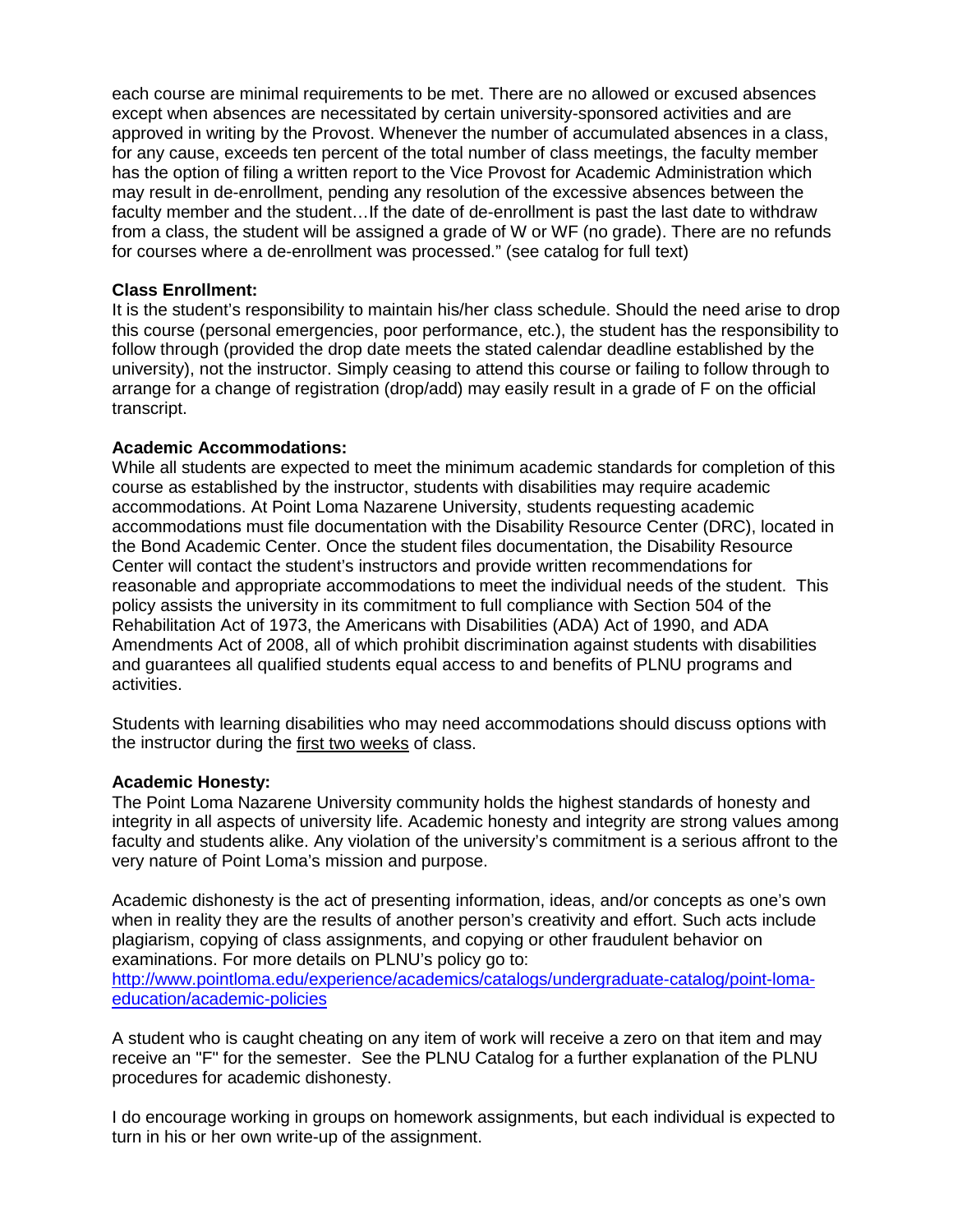each course are minimal requirements to be met. There are no allowed or excused absences except when absences are necessitated by certain university-sponsored activities and are approved in writing by the Provost. Whenever the number of accumulated absences in a class, for any cause, exceeds ten percent of the total number of class meetings, the faculty member has the option of filing a written report to the Vice Provost for Academic Administration which may result in de-enrollment, pending any resolution of the excessive absences between the faculty member and the student…If the date of de-enrollment is past the last date to withdraw from a class, the student will be assigned a grade of W or WF (no grade). There are no refunds for courses where a de-enrollment was processed." (see catalog for full text)

**Class Enrollment:**
It is the student's responsibility to maintain his/her class schedule. Should the need arise to drop this course (personal emergencies, poor performance, etc.), the student has the responsibility to follow through (provided the drop date meets the stated calendar deadline established by the university), not the instructor. Simply ceasing to attend this course or failing to follow through to arrange for a change of registration (drop/add) may easily result in a grade of F on the official transcript.

**Academic Accommodations:**
While all students are expected to meet the minimum academic standards for completion of this course as established by the instructor, students with disabilities may require academic accommodations. At Point Loma Nazarene University, students requesting academic accommodations must file documentation with the Disability Resource Center (DRC), located in the Bond Academic Center. Once the student files documentation, the Disability Resource Center will contact the student's instructors and provide written recommendations for reasonable and appropriate accommodations to meet the individual needs of the student. This policy assists the university in its commitment to full compliance with Section 504 of the Rehabilitation Act of 1973, the Americans with Disabilities (ADA) Act of 1990, and ADA Amendments Act of 2008, all of which prohibit discrimination against students with disabilities and guarantees all qualified students equal access to and benefits of PLNU programs and activities.

Students with learning disabilities who may need accommodations should discuss options with the instructor during the first two weeks of class.

**Academic Honesty:**
The Point Loma Nazarene University community holds the highest standards of honesty and integrity in all aspects of university life. Academic honesty and integrity are strong values among faculty and students alike. Any violation of the university's commitment is a serious affront to the very nature of Point Loma's mission and purpose.

Academic dishonesty is the act of presenting information, ideas, and/or concepts as one's own when in reality they are the results of another person's creativity and effort. Such acts include plagiarism, copying of class assignments, and copying or other fraudulent behavior on examinations. For more details on PLNU's policy go to:
[http://www.pointloma.edu/experience/academics/catalogs/undergraduate-catalog/point-loma-education/academic-policies](http://www.pointloma.edu/experience/academics/catalogs/undergraduate-catalog/point-loma-education/academic-policies)

A student who is caught cheating on any item of work will receive a zero on that item and may receive an "F" for the semester. See the PLNU Catalog for a further explanation of the PLNU procedures for academic dishonesty.

I do encourage working in groups on homework assignments, but each individual is expected to turn in his or her own write-up of the assignment.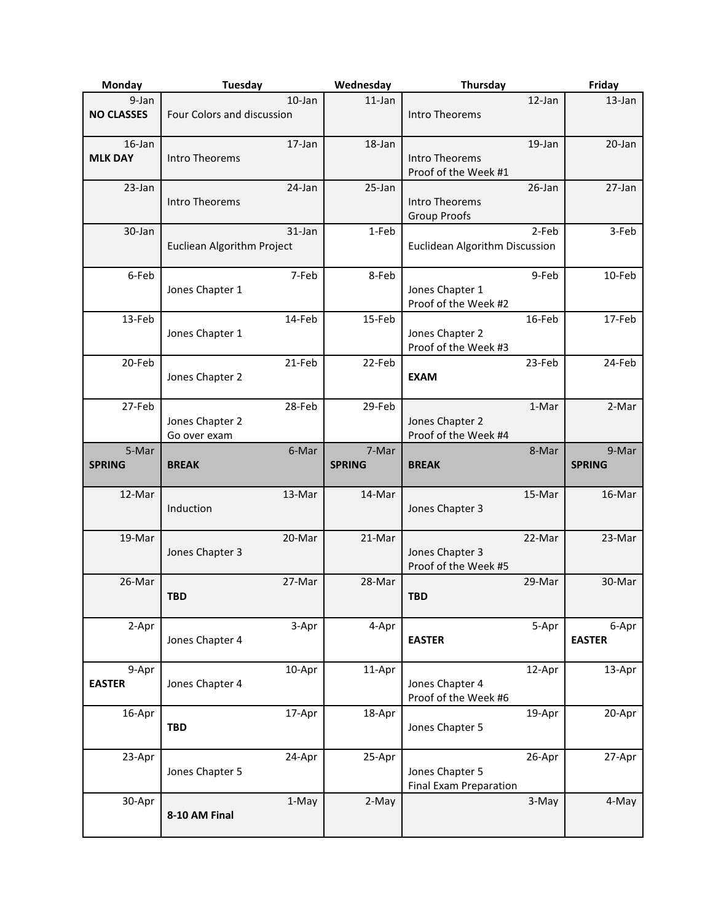| Monday | Tuesday | Wednesday | Thursday | Friday |
|---|---|---|---|---|
| 9-Jan **NO CLASSES** | 10-Jan Four Colors and discussion | 11-Jan | 12-Jan Intro Theorems | 13-Jan |
| 16-Jan **MLK DAY** | 17-Jan Intro Theorems | 18-Jan | 19-Jan Intro Theorems Proof of the Week #1 | 20-Jan |
| 23-Jan | 24-Jan Intro Theorems | 25-Jan | 26-Jan Intro Theorems Group Proofs | 27-Jan |
| 30-Jan | 31-Jan Eucliean Algorithm Project | 1-Feb | 2-Feb Euclidean Algorithm Discussion | 3-Feb |
| 6-Feb | 7-Feb Jones Chapter 1 | 8-Feb | 9-Feb Jones Chapter 1 Proof of the Week #2 | 10-Feb |
| 13-Feb | 14-Feb Jones Chapter 1 | 15-Feb | 16-Feb Jones Chapter 2 Proof of the Week #3 | 17-Feb |
| 20-Feb | 21-Feb Jones Chapter 2 | 22-Feb | 23-Feb **EXAM** | 24-Feb |
| 27-Feb | 28-Feb Jones Chapter 2 Go over exam | 29-Feb | 1-Mar Jones Chapter 2 Proof of the Week #4 | 2-Mar |
| 5-Mar **SPRING** | 6-Mar **BREAK** | 7-Mar **SPRING** | 8-Mar **BREAK** | 9-Mar **SPRING** |
| 12-Mar | 13-Mar Induction | 14-Mar | 15-Mar Jones Chapter 3 | 16-Mar |
| 19-Mar | 20-Mar Jones Chapter 3 | 21-Mar | 22-Mar Jones Chapter 3 Proof of the Week #5 | 23-Mar |
| 26-Mar | 27-Mar **TBD** | 28-Mar | 29-Mar **TBD** | 30-Mar |
| 2-Apr | 3-Apr Jones Chapter 4 | 4-Apr | 5-Apr **EASTER** | 6-Apr **EASTER** |
| 9-Apr **EASTER** | 10-Apr Jones Chapter 4 | 11-Apr | 12-Apr Jones Chapter 4 Proof of the Week #6 | 13-Apr |
| 16-Apr | 17-Apr **TBD** | 18-Apr | 19-Apr Jones Chapter 5 | 20-Apr |
| 23-Apr | 24-Apr Jones Chapter 5 | 25-Apr | 26-Apr Jones Chapter 5 Final Exam Preparation | 27-Apr |
| 30-Apr | 1-May **8-10 AM Final** | 2-May | 3-May | 4-May |